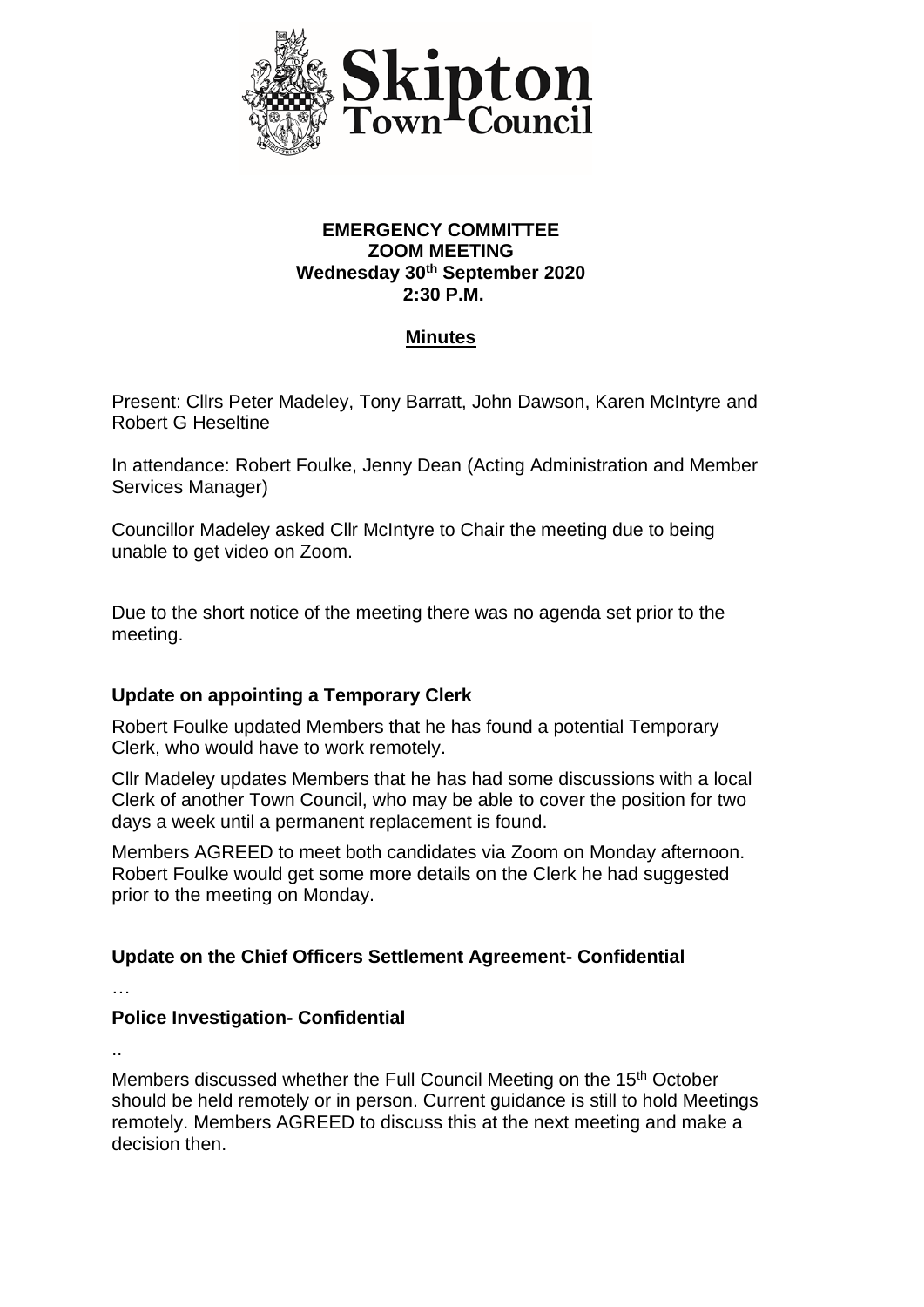**EMERGENCY COMMITTEE**
**ZOOM MEETING**
**Wednesday 30th September 2020**
**2:30 P.M.**

## Minutes

Present: Cllrs Peter Madeley, Tony Barratt, John Dawson, Karen McIntyre and Robert G Heseltine

In attendance: Robert Foulke, Jenny Dean (Acting Administration and Member Services Manager)

Councillor Madeley asked Cllr McIntyre to Chair the meeting due to being unable to get video on Zoom.

Due to the short notice of the meeting there was no agenda set prior to the meeting.

### Update on appointing a Temporary Clerk

Robert Foulke updated Members that he has found a potential Temporary Clerk, who would have to work remotely.

Cllr Madeley updates Members that he has had some discussions with a local Clerk of another Town Council, who may be able to cover the position for two days a week until a permanent replacement is found.

Members AGREED to meet both candidates via Zoom on Monday afternoon. Robert Foulke would get some more details on the Clerk he had suggested prior to the meeting on Monday.

### Update on the Chief Officers Settlement Agreement- Confidential

…

### Police Investigation- Confidential

..

Members discussed whether the Full Council Meeting on the 15th October should be held remotely or in person. Current guidance is still to hold Meetings remotely. Members AGREED to discuss this at the next meeting and make a decision then.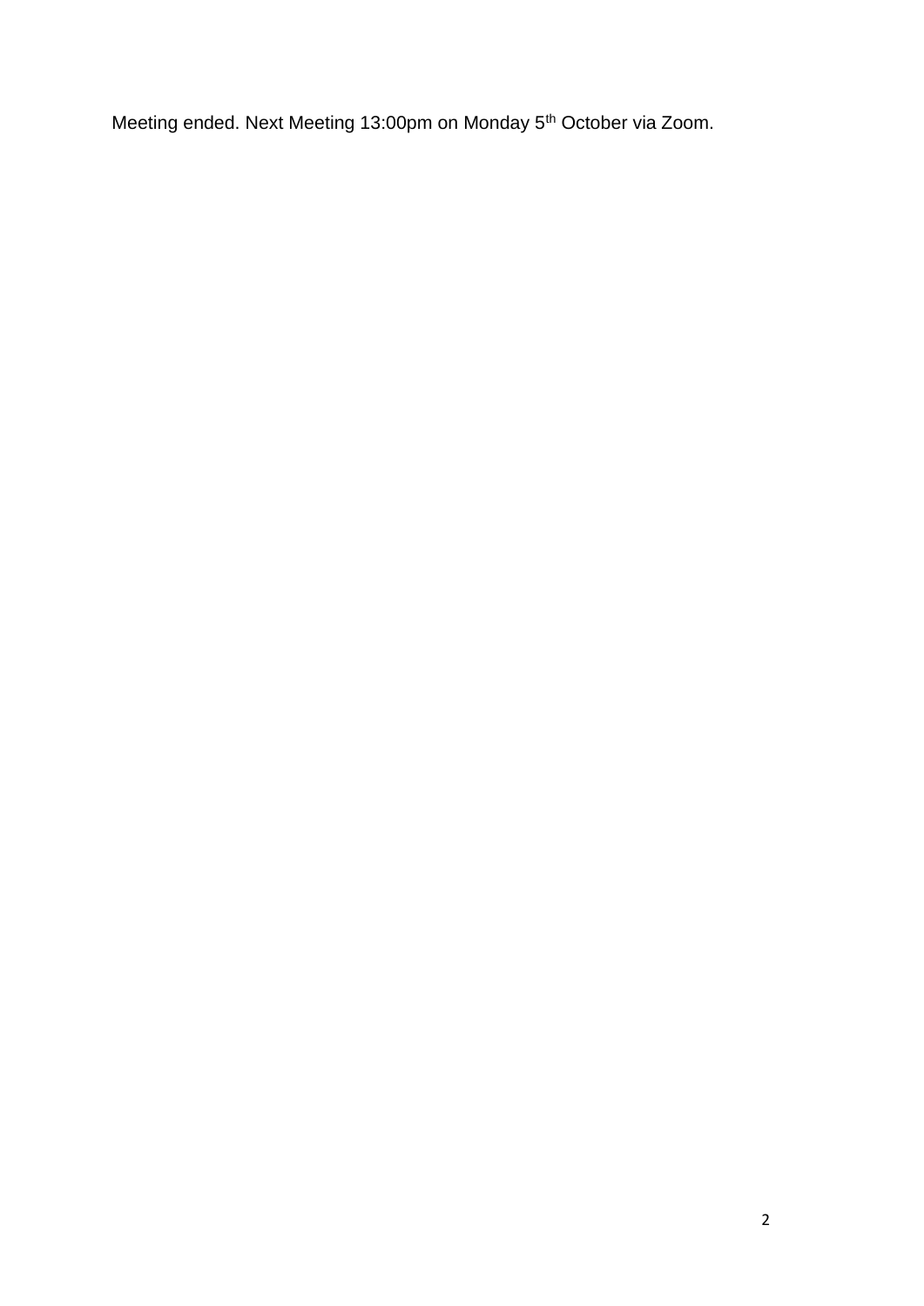Meeting ended. Next Meeting 13:00pm on Monday 5th October via Zoom.